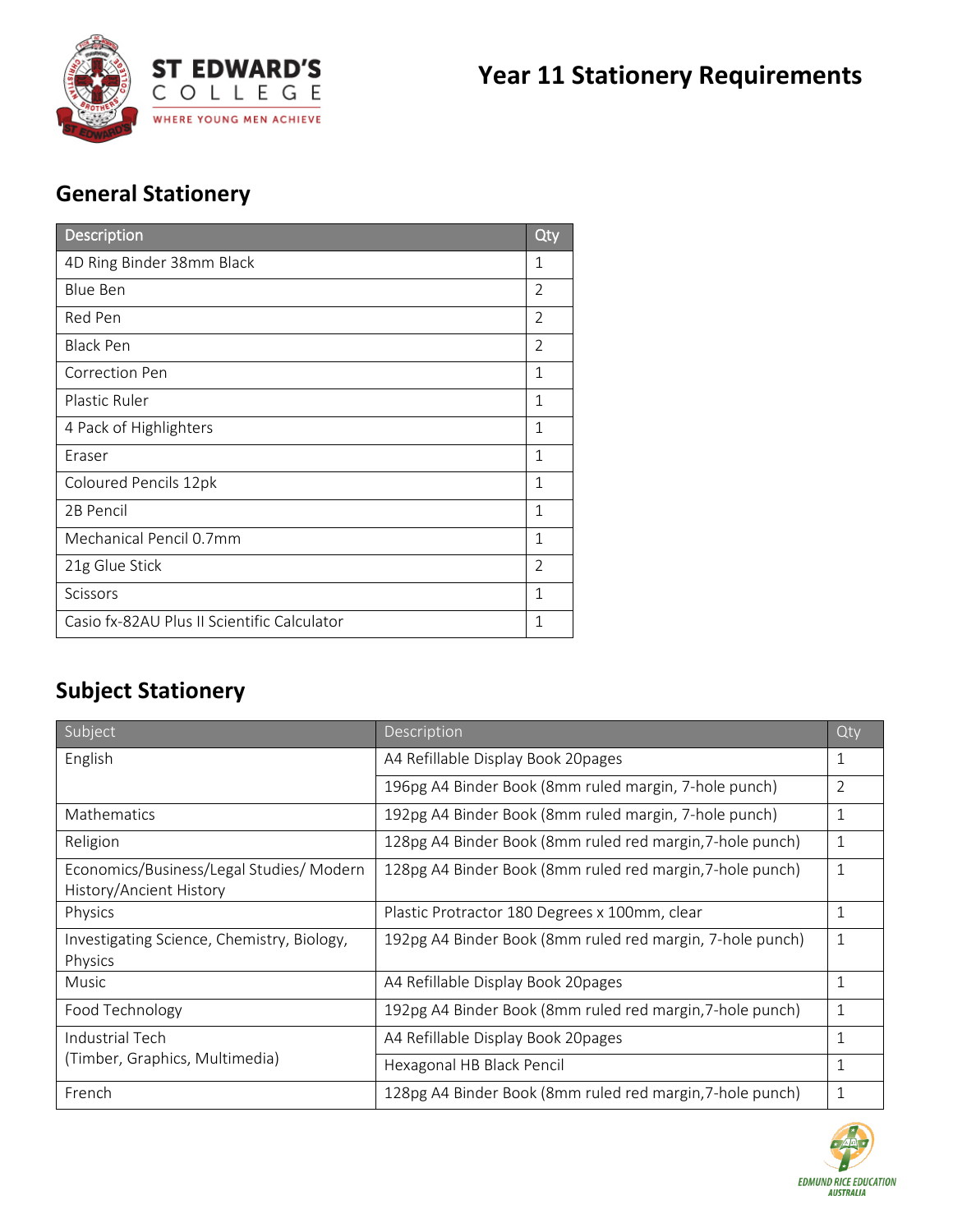ST EDWARD'S COLLEGE

WHERE YOUNG MEN ACHIEVE

# Year 11 Stationery Requirements

## General Stationery

| Description | Qty |
|---|---|
| 4D Ring Binder 38mm Black | 1 |
| Blue Ben | 2 |
| Red Pen | 2 |
| Black Pen | 2 |
| Correction Pen | 1 |
| Plastic Ruler | 1 |
| 4 Pack of Highlighters | 1 |
| Eraser | 1 |
| Coloured Pencils 12pk | 1 |
| 2B Pencil | 1 |
| Mechanical Pencil 0.7mm | 1 |
| 21g Glue Stick | 2 |
| Scissors | 1 |
| Casio fx-82AU Plus II Scientific Calculator | 1 |

## Subject Stationery

| Subject | Description | Qty |
|---|---|---|
| English | A4 Refillable Display Book 20pages | 1 |
| | 196pg A4 Binder Book (8mm ruled margin, 7-hole punch) | 2 |
| Mathematics | 192pg A4 Binder Book (8mm ruled margin, 7-hole punch) | 1 |
| Religion | 128pg A4 Binder Book (8mm ruled red margin,7-hole punch) | 1 |
| Economics/Business/Legal Studies/ Modern History/Ancient History | 128pg A4 Binder Book (8mm ruled red margin,7-hole punch) | 1 |
| Physics | Plastic Protractor 180 Degrees x 100mm, clear | 1 |
| Investigating Science, Chemistry, Biology, Physics | 192pg A4 Binder Book (8mm ruled red margin, 7-hole punch) | 1 |
| Music | A4 Refillable Display Book 20pages | 1 |
| Food Technology | 192pg A4 Binder Book (8mm ruled red margin,7-hole punch) | 1 |
| Industrial Tech (Timber, Graphics, Multimedia) | A4 Refillable Display Book 20pages | 1 |
| | Hexagonal HB Black Pencil | 1 |
| French | 128pg A4 Binder Book (8mm ruled red margin,7-hole punch) | 1 |

EDMUND RICE EDUCATION AUSTRALIA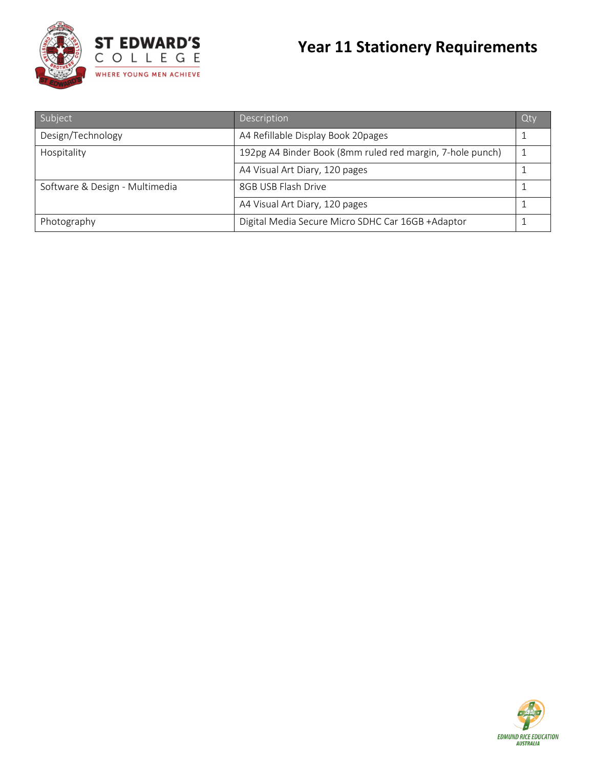# Year 11 Stationery Requirements

| Subject | Description | Qty |
| --- | --- | --- |
| Design/Technology | A4 Refillable Display Book 20pages | 1 |
| Hospitality | 192pg A4 Binder Book (8mm ruled red margin, 7-hole punch) | 1 |
| | A4 Visual Art Diary, 120 pages | 1 |
| Software & Design - Multimedia | 8GB USB Flash Drive | 1 |
| | A4 Visual Art Diary, 120 pages | 1 |
| Photography | Digital Media Secure Micro SDHC Car 16GB +Adaptor | 1 |